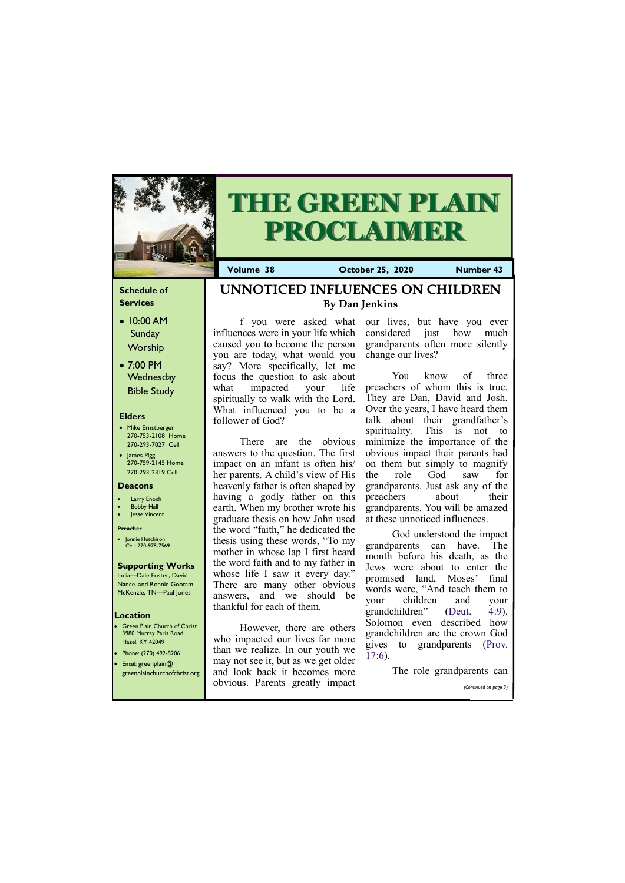# THE GREEN PLAIN PROCLAIMER

**Volume 38** **October 25, 2020** **Number 43**

### Schedule of Services

- 10:00 AM Sunday Worship
- 7:00 PM Wednesday Bible Study

### Elders

- Mike Ernstberger 270-753-2108 Home 270-293-7027 Cell
- James Pigg 270-759-2145 Home 270-293-2319 Cell

### Deacons

- Larry Enoch
- Bobby Hall
- Jesse Vincent

### Preacher

- Jonnie Hutchison Cell: 270-978-7569

### Supporting Works

India—Dale Foster, David Nance. and Ronnie Gootam McKenzie, TN—Paul Jones

### Location

- Green Plain Church of Christ 3980 Murray Paris Road Hazel, KY 42049
- Phone: (270) 492-8206
- Email: greenplain@ greenplainchurchofchrist.org

## UNNOTICED INFLUENCES ON CHILDREN

**By Dan Jenkins**

f you were asked what influences were in your life which caused you to become the person you are today, what would you say? More specifically, let me focus the question to ask about what impacted your life spiritually to walk with the Lord. What influenced you to be a follower of God?

There are the obvious answers to the question. The first impact on an infant is often his/her parents. A child's view of His heavenly father is often shaped by having a godly father on this earth. When my brother wrote his graduate thesis on how John used the word "faith," he dedicated the thesis using these words, "To my mother in whose lap I first heard the word faith and to my father in whose life I saw it every day." There are many other obvious answers, and we should be thankful for each of them.

However, there are others who impacted our lives far more than we realize. In our youth we may not see it, but as we get older and look back it becomes more obvious. Parents greatly impact our lives, but have you ever considered just how much grandparents often more silently change our lives?

You know of three preachers of whom this is true. They are Dan, David and Josh. Over the years, I have heard them talk about their grandfather's spirituality. This is not to minimize the importance of the obvious impact their parents had on them but simply to magnify the role God saw for grandparents. Just ask any of the preachers about their grandparents. You will be amazed at these unnoticed influences.

God understood the impact grandparents can have. The month before his death, as the Jews were about to enter the promised land, Moses' final words were, "And teach them to your children and your grandchildren" (Deut. 4:9). Solomon even described how grandchildren are the crown God gives to grandparents (Prov. 17:6).

The role grandparents can

*(Continued on page 3)*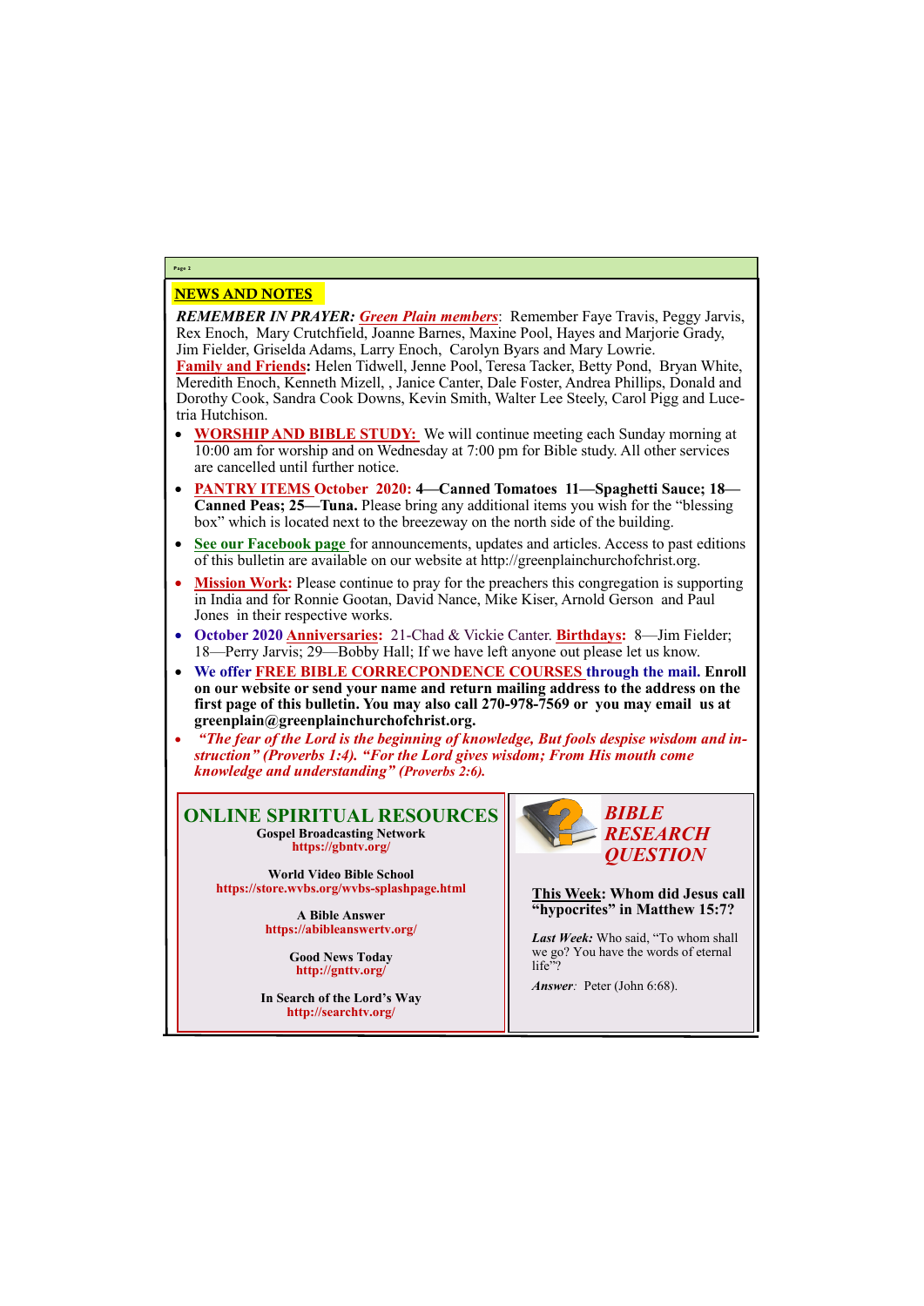## NEWS AND NOTES

***REMEMBER IN PRAYER:*** ***Green Plain members***: Remember Faye Travis, Peggy Jarvis, Rex Enoch, Mary Crutchfield, Joanne Barnes, Maxine Pool, Hayes and Marjorie Grady, Jim Fielder, Griselda Adams, Larry Enoch, Carolyn Byars and Mary Lowrie.
**Family and Friends:** Helen Tidwell, Jenne Pool, Teresa Tacker, Betty Pond, Bryan White, Meredith Enoch, Kenneth Mizell, , Janice Canter, Dale Foster, Andrea Phillips, Donald and Dorothy Cook, Sandra Cook Downs, Kevin Smith, Walter Lee Steely, Carol Pigg and Lucetria Hutchison.

- **WORSHIP AND BIBLE STUDY:** We will continue meeting each Sunday morning at 10:00 am for worship and on Wednesday at 7:00 pm for Bible study. All other services are cancelled until further notice.
- **PANTRY ITEMS October 2020: 4—Canned Tomatoes 11—Spaghetti Sauce; 18—Canned Peas; 25—Tuna.** Please bring any additional items you wish for the "blessing box" which is located next to the breezeway on the north side of the building.
- **See our Facebook page** for announcements, updates and articles. Access to past editions of this bulletin are available on our website at http://greenplainchurchofchrist.org.
- **Mission Work:** Please continue to pray for the preachers this congregation is supporting in India and for Ronnie Gootan, David Nance, Mike Kiser, Arnold Gerson and Paul Jones in their respective works.
- **October 2020 Anniversaries:** 21-Chad & Vickie Canter. **Birthdays:** 8—Jim Fielder; 18—Perry Jarvis; 29—Bobby Hall; If we have left anyone out please let us know.
- **We offer FREE BIBLE CORRECPONDENCE COURSES through the mail. Enroll on our website or send your name and return mailing address to the address on the first page of this bulletin. You may also call 270-978-7569 or you may email us at greenplain@greenplainchurchofchrist.org.**
- ***"The fear of the Lord is the beginning of knowledge, But fools despise wisdom and instruction" (Proverbs 1:4). "For the Lord gives wisdom; From His mouth come knowledge and understanding" (Proverbs 2:6).***

## ONLINE SPIRITUAL RESOURCES

**Gospel Broadcasting Network**
**https://gbntv.org/**

**World Video Bible School**
**https://store.wvbs.org/wvbs-splashpage.html**

**A Bible Answer**
**https://abibleanswertv.org/**

**Good News Today**
**http://gnttv.org/**

**In Search of the Lord's Way**
**http://searchtv.org/**

## *BIBLE RESEARCH QUESTION*

**This Week: Whom did Jesus call "hypocrites" in Matthew 15:7?**

***Last Week:*** Who said, "To whom shall we go? You have the words of eternal life"?

*Answer:* Peter (John 6:68).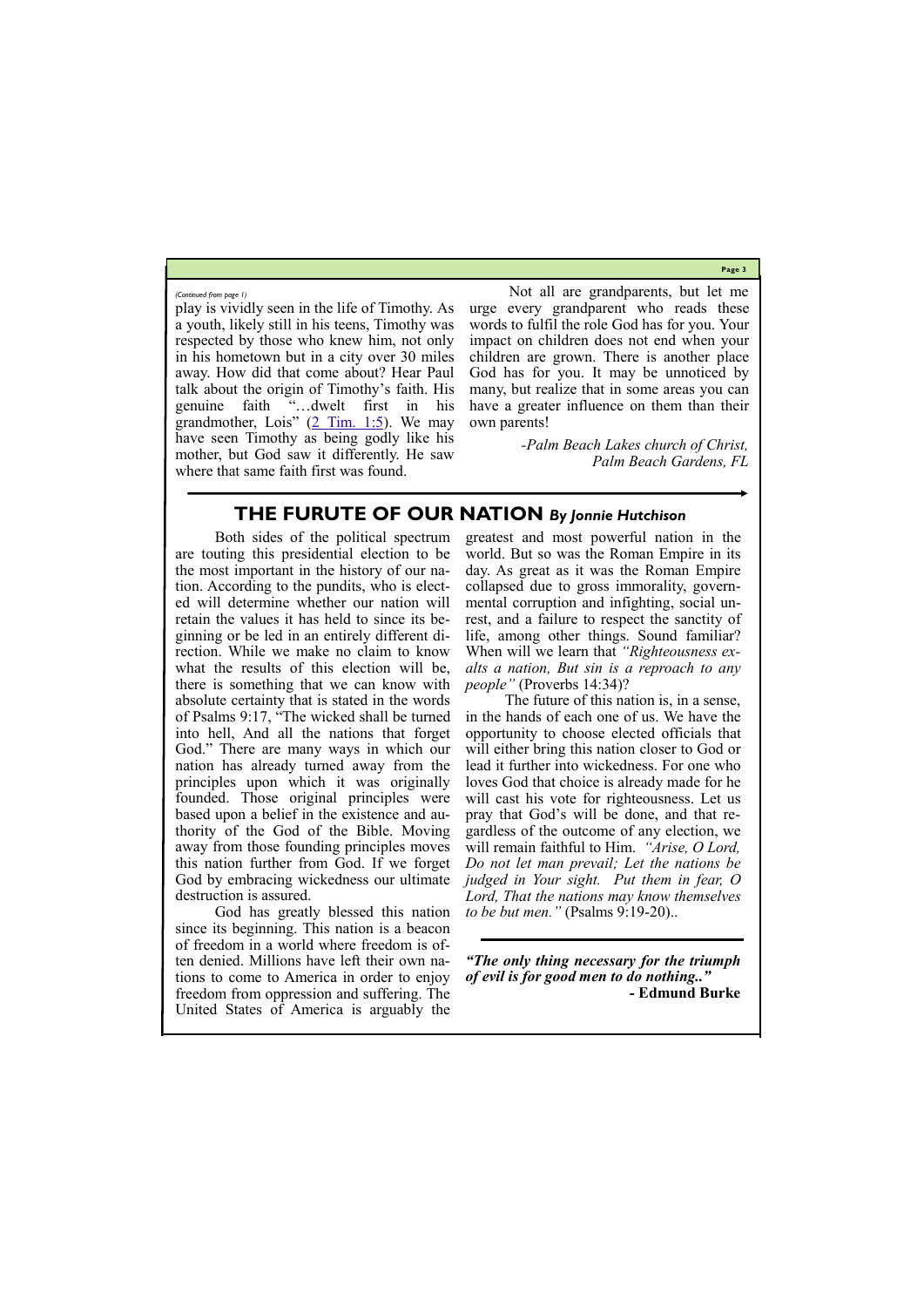*(Continued from page 1)*

play is vividly seen in the life of Timothy. As a youth, likely still in his teens, Timothy was respected by those who knew him, not only in his hometown but in a city over 30 miles away. How did that come about? Hear Paul talk about the origin of Timothy's faith. His genuine faith "…dwelt first in his grandmother, Lois" (2 Tim. 1:5). We may have seen Timothy as being godly like his mother, but God saw it differently. He saw where that same faith first was found.

Not all are grandparents, but let me urge every grandparent who reads these words to fulfil the role God has for you. Your impact on children does not end when your children are grown. There is another place God has for you. It may be unnoticed by many, but realize that in some areas you can have a greater influence on them than their own parents!

*-Palm Beach Lakes church of Christ, Palm Beach Gardens, FL*

## THE FURUTE OF OUR NATION *By Jonnie Hutchison*

Both sides of the political spectrum are touting this presidential election to be the most important in the history of our nation. According to the pundits, who is elected will determine whether our nation will retain the values it has held to since its beginning or be led in an entirely different direction. While we make no claim to know what the results of this election will be, there is something that we can know with absolute certainty that is stated in the words of Psalms 9:17, "The wicked shall be turned into hell, And all the nations that forget God." There are many ways in which our nation has already turned away from the principles upon which it was originally founded. Those original principles were based upon a belief in the existence and authority of the God of the Bible. Moving away from those founding principles moves this nation further from God. If we forget God by embracing wickedness our ultimate destruction is assured.

God has greatly blessed this nation since its beginning. This nation is a beacon of freedom in a world where freedom is often denied. Millions have left their own nations to come to America in order to enjoy freedom from oppression and suffering. The United States of America is arguably the greatest and most powerful nation in the world. But so was the Roman Empire in its day. As great as it was the Roman Empire collapsed due to gross immorality, governmental corruption and infighting, social unrest, and a failure to respect the sanctity of life, among other things. Sound familiar? When will we learn that *"Righteousness exalts a nation, But sin is a reproach to any people"* (Proverbs 14:34)?

The future of this nation is, in a sense, in the hands of each one of us. We have the opportunity to choose elected officials that will either bring this nation closer to God or lead it further into wickedness. For one who loves God that choice is already made for he will cast his vote for righteousness. Let us pray that God's will be done, and that regardless of the outcome of any election, we will remain faithful to Him. *"Arise, O Lord, Do not let man prevail; Let the nations be judged in Your sight. Put them in fear, O Lord, That the nations may know themselves to be but men."* (Psalms 9:19-20)..

***"The only thing necessary for the triumph of evil is for good men to do nothing.."***

**- Edmund Burke**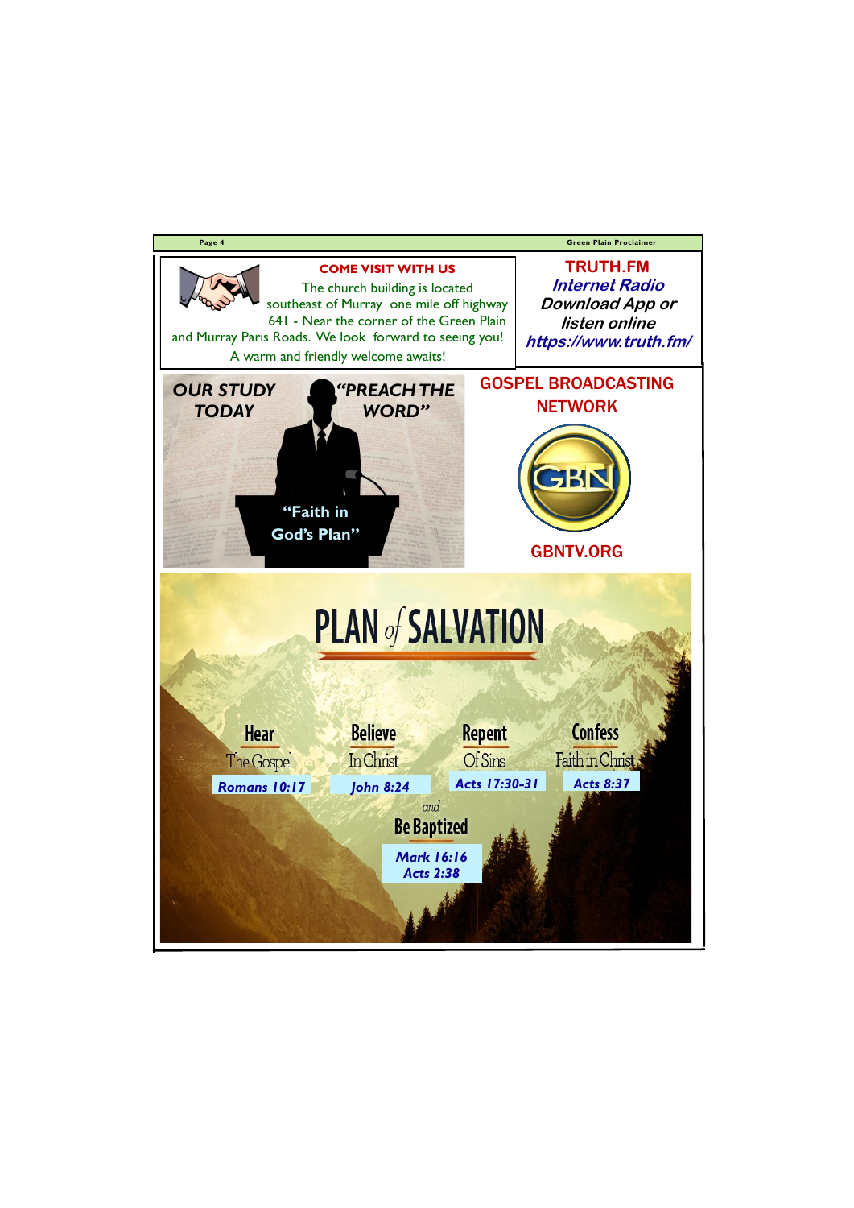## COME VISIT WITH US

The church building is located southeast of Murray one mile off highway 641 - Near the corner of the Green Plain and Murray Paris Roads. We look forward to seeing you!

A warm and friendly welcome awaits!

## TRUTH.FM

*Internet Radio*

***Download App or listen online***

***https://www.truth.fm/***

## OUR STUDY TODAY

### "PREACH THE WORD"

**"Faith in God's Plan"**

## GOSPEL BROADCASTING NETWORK

GBN

GBNTV.ORG

## PLAN of SALVATION

**Hear**
The Gospel
*Romans 10:17*

**Believe**
In Christ
*John 8:24*

**Repent**
Of Sins
*Acts 17:30-31*

**Confess**
Faith in Christ
*Acts 8:37*

*and*

**Be Baptized**
*Mark 16:16*
*Acts 2:38*